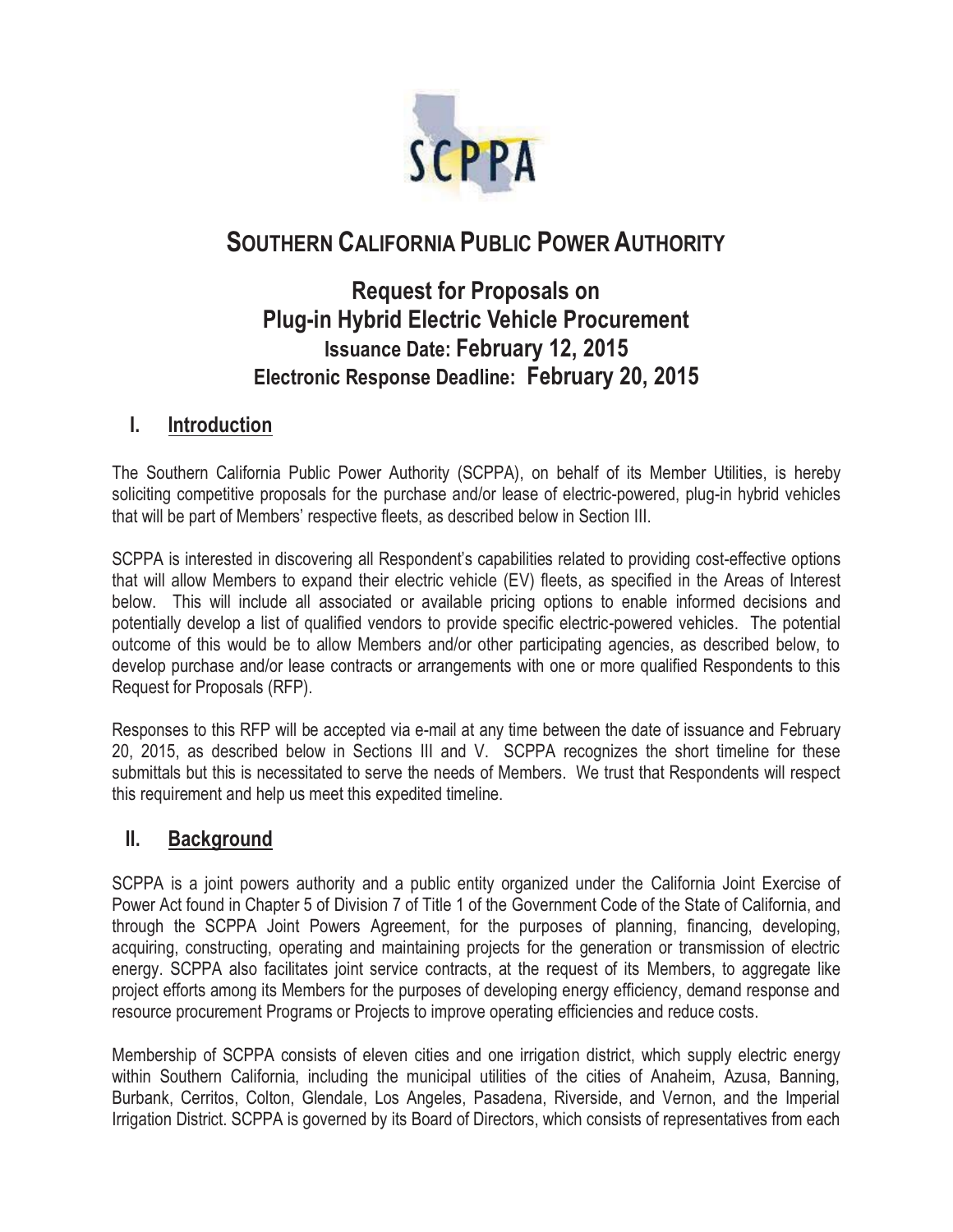# SOUTHERN CALIFORNIA PUBLIC POWER AUTHORITY

## Request for Proposals on Plug-in Hybrid Electric Vehicle Procurement

### Issuance Date: February 12, 2015

### Electronic Response Deadline: February 20, 2015

## I. Introduction

The Southern California Public Power Authority (SCPPA), on behalf of its Member Utilities, is hereby soliciting competitive proposals for the purchase and/or lease of electric-powered, plug-in hybrid vehicles that will be part of Members' respective fleets, as described below in Section III.

SCPPA is interested in discovering all Respondent's capabilities related to providing cost-effective options that will allow Members to expand their electric vehicle (EV) fleets, as specified in the Areas of Interest below. This will include all associated or available pricing options to enable informed decisions and potentially develop a list of qualified vendors to provide specific electric-powered vehicles. The potential outcome of this would be to allow Members and/or other participating agencies, as described below, to develop purchase and/or lease contracts or arrangements with one or more qualified Respondents to this Request for Proposals (RFP).

Responses to this RFP will be accepted via e-mail at any time between the date of issuance and February 20, 2015, as described below in Sections III and V. SCPPA recognizes the short timeline for these submittals but this is necessitated to serve the needs of Members. We trust that Respondents will respect this requirement and help us meet this expedited timeline.

## II. Background

SCPPA is a joint powers authority and a public entity organized under the California Joint Exercise of Power Act found in Chapter 5 of Division 7 of Title 1 of the Government Code of the State of California, and through the SCPPA Joint Powers Agreement, for the purposes of planning, financing, developing, acquiring, constructing, operating and maintaining projects for the generation or transmission of electric energy. SCPPA also facilitates joint service contracts, at the request of its Members, to aggregate like project efforts among its Members for the purposes of developing energy efficiency, demand response and resource procurement Programs or Projects to improve operating efficiencies and reduce costs.

Membership of SCPPA consists of eleven cities and one irrigation district, which supply electric energy within Southern California, including the municipal utilities of the cities of Anaheim, Azusa, Banning, Burbank, Cerritos, Colton, Glendale, Los Angeles, Pasadena, Riverside, and Vernon, and the Imperial Irrigation District. SCPPA is governed by its Board of Directors, which consists of representatives from each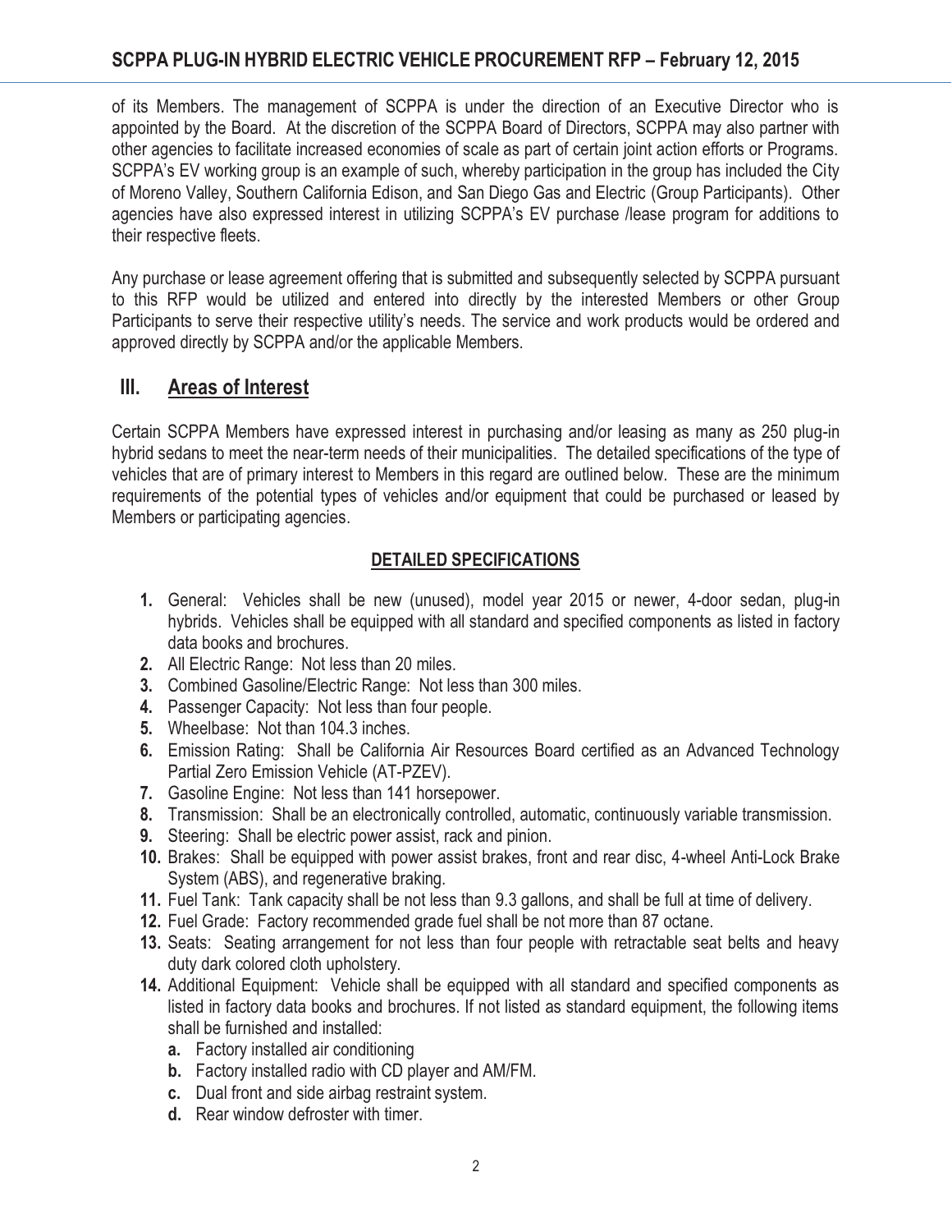of its Members. The management of SCPPA is under the direction of an Executive Director who is appointed by the Board. At the discretion of the SCPPA Board of Directors, SCPPA may also partner with other agencies to facilitate increased economies of scale as part of certain joint action efforts or Programs. SCPPA's EV working group is an example of such, whereby participation in the group has included the City of Moreno Valley, Southern California Edison, and San Diego Gas and Electric (Group Participants). Other agencies have also expressed interest in utilizing SCPPA's EV purchase /lease program for additions to their respective fleets.

Any purchase or lease agreement offering that is submitted and subsequently selected by SCPPA pursuant to this RFP would be utilized and entered into directly by the interested Members or other Group Participants to serve their respective utility's needs. The service and work products would be ordered and approved directly by SCPPA and/or the applicable Members.

## III. Areas of Interest

Certain SCPPA Members have expressed interest in purchasing and/or leasing as many as 250 plug-in hybrid sedans to meet the near-term needs of their municipalities. The detailed specifications of the type of vehicles that are of primary interest to Members in this regard are outlined below. These are the minimum requirements of the potential types of vehicles and/or equipment that could be purchased or leased by Members or participating agencies.

### DETAILED SPECIFICATIONS

1. General: Vehicles shall be new (unused), model year 2015 or newer, 4-door sedan, plug-in hybrids. Vehicles shall be equipped with all standard and specified components as listed in factory data books and brochures.
2. All Electric Range: Not less than 20 miles.
3. Combined Gasoline/Electric Range: Not less than 300 miles.
4. Passenger Capacity: Not less than four people.
5. Wheelbase: Not than 104.3 inches.
6. Emission Rating: Shall be California Air Resources Board certified as an Advanced Technology Partial Zero Emission Vehicle (AT-PZEV).
7. Gasoline Engine: Not less than 141 horsepower.
8. Transmission: Shall be an electronically controlled, automatic, continuously variable transmission.
9. Steering: Shall be electric power assist, rack and pinion.
10. Brakes: Shall be equipped with power assist brakes, front and rear disc, 4-wheel Anti-Lock Brake System (ABS), and regenerative braking.
11. Fuel Tank: Tank capacity shall be not less than 9.3 gallons, and shall be full at time of delivery.
12. Fuel Grade: Factory recommended grade fuel shall be not more than 87 octane.
13. Seats: Seating arrangement for not less than four people with retractable seat belts and heavy duty dark colored cloth upholstery.
14. Additional Equipment: Vehicle shall be equipped with all standard and specified components as listed in factory data books and brochures. If not listed as standard equipment, the following items shall be furnished and installed:
    a. Factory installed air conditioning
    b. Factory installed radio with CD player and AM/FM.
    c. Dual front and side airbag restraint system.
    d. Rear window defroster with timer.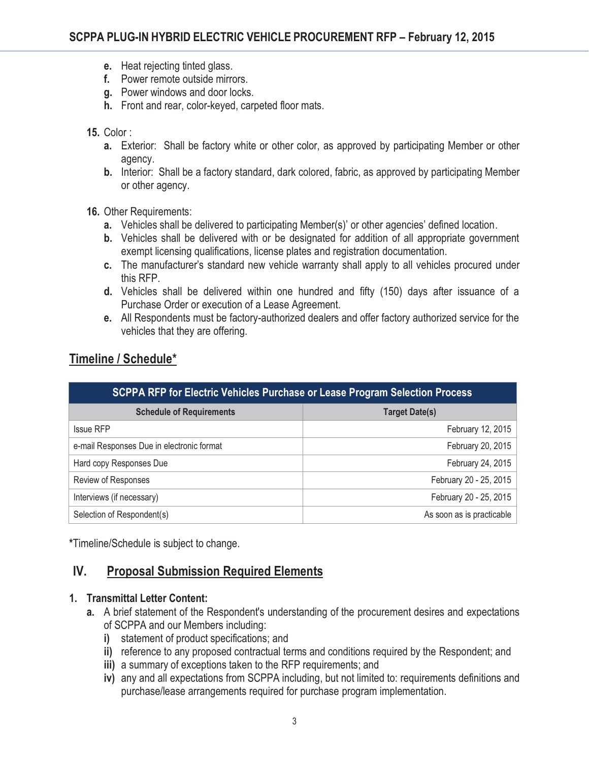e. Heat rejecting tinted glass.
f. Power remote outside mirrors.
g. Power windows and door locks.
h. Front and rear, color-keyed, carpeted floor mats.

15. Color :
    a. Exterior: Shall be factory white or other color, as approved by participating Member or other agency.
    b. Interior: Shall be a factory standard, dark colored, fabric, as approved by participating Member or other agency.

16. Other Requirements:
    a. Vehicles shall be delivered to participating Member(s)' or other agencies' defined location.
    b. Vehicles shall be delivered with or be designated for addition of all appropriate government exempt licensing qualifications, license plates and registration documentation.
    c. The manufacturer's standard new vehicle warranty shall apply to all vehicles procured under this RFP.
    d. Vehicles shall be delivered within one hundred and fifty (150) days after issuance of a Purchase Order or execution of a Lease Agreement.
    e. All Respondents must be factory-authorized dealers and offer factory authorized service for the vehicles that they are offering.

## Timeline / Schedule*

| SCPPA RFP for Electric Vehicles Purchase or Lease Program Selection Process | |
|---|---|
| **Schedule of Requirements** | **Target Date(s)** |
| Issue RFP | February 12, 2015 |
| e-mail Responses Due in electronic format | February 20, 2015 |
| Hard copy Responses Due | February 24, 2015 |
| Review of Responses | February 20 - 25, 2015 |
| Interviews (if necessary) | February 20 - 25, 2015 |
| Selection of Respondent(s) | As soon as is practicable |

*Timeline/Schedule is subject to change.

## IV. Proposal Submission Required Elements

**1. Transmittal Letter Content:**

a. A brief statement of the Respondent's understanding of the procurement desires and expectations of SCPPA and our Members including:
   i) statement of product specifications; and
   ii) reference to any proposed contractual terms and conditions required by the Respondent; and
   iii) a summary of exceptions taken to the RFP requirements; and
   iv) any and all expectations from SCPPA including, but not limited to: requirements definitions and purchase/lease arrangements required for purchase program implementation.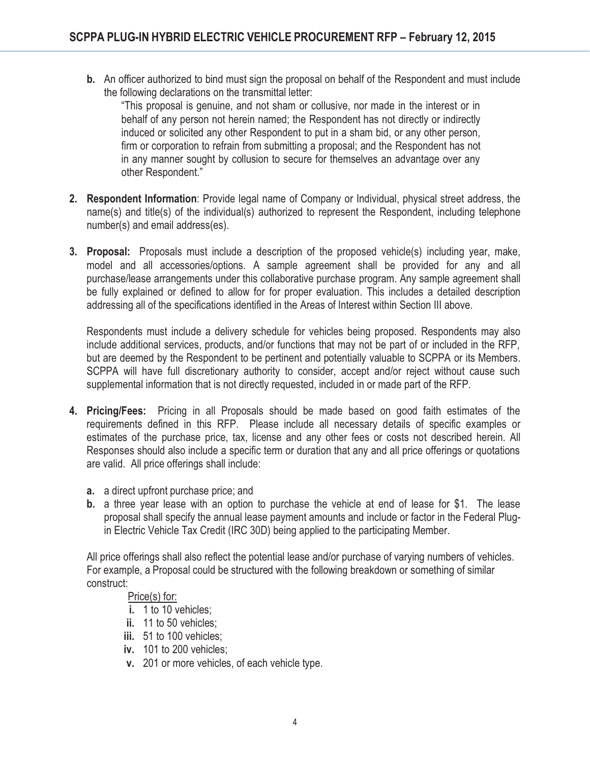b. An officer authorized to bind must sign the proposal on behalf of the Respondent and must include the following declarations on the transmittal letter:

> "This proposal is genuine, and not sham or collusive, nor made in the interest or in behalf of any person not herein named; the Respondent has not directly or indirectly induced or solicited any other Respondent to put in a sham bid, or any other person, firm or corporation to refrain from submitting a proposal; and the Respondent has not in any manner sought by collusion to secure for themselves an advantage over any other Respondent."

2. **Respondent Information**: Provide legal name of Company or Individual, physical street address, the name(s) and title(s) of the individual(s) authorized to represent the Respondent, including telephone number(s) and email address(es).

3. **Proposal:** Proposals must include a description of the proposed vehicle(s) including year, make, model and all accessories/options. A sample agreement shall be provided for any and all purchase/lease arrangements under this collaborative purchase program. Any sample agreement shall be fully explained or defined to allow for for proper evaluation. This includes a detailed description addressing all of the specifications identified in the Areas of Interest within Section III above.

   Respondents must include a delivery schedule for vehicles being proposed. Respondents may also include additional services, products, and/or functions that may not be part of or included in the RFP, but are deemed by the Respondent to be pertinent and potentially valuable to SCPPA or its Members. SCPPA will have full discretionary authority to consider, accept and/or reject without cause such supplemental information that is not directly requested, included in or made part of the RFP.

4. **Pricing/Fees:** Pricing in all Proposals should be made based on good faith estimates of the requirements defined in this RFP. Please include all necessary details of specific examples or estimates of the purchase price, tax, license and any other fees or costs not described herein. All Responses should also include a specific term or duration that any and all price offerings or quotations are valid. All price offerings shall include:

   a. a direct upfront purchase price; and
   b. a three year lease with an option to purchase the vehicle at end of lease for $1. The lease proposal shall specify the annual lease payment amounts and include or factor in the Federal Plug-in Electric Vehicle Tax Credit (IRC 30D) being applied to the participating Member.

   All price offerings shall also reflect the potential lease and/or purchase of varying numbers of vehicles. For example, a Proposal could be structured with the following breakdown or something of similar construct:

   Price(s) for:

   i. 1 to 10 vehicles;
   ii. 11 to 50 vehicles;
   iii. 51 to 100 vehicles;
   iv. 101 to 200 vehicles;
   v. 201 or more vehicles, of each vehicle type.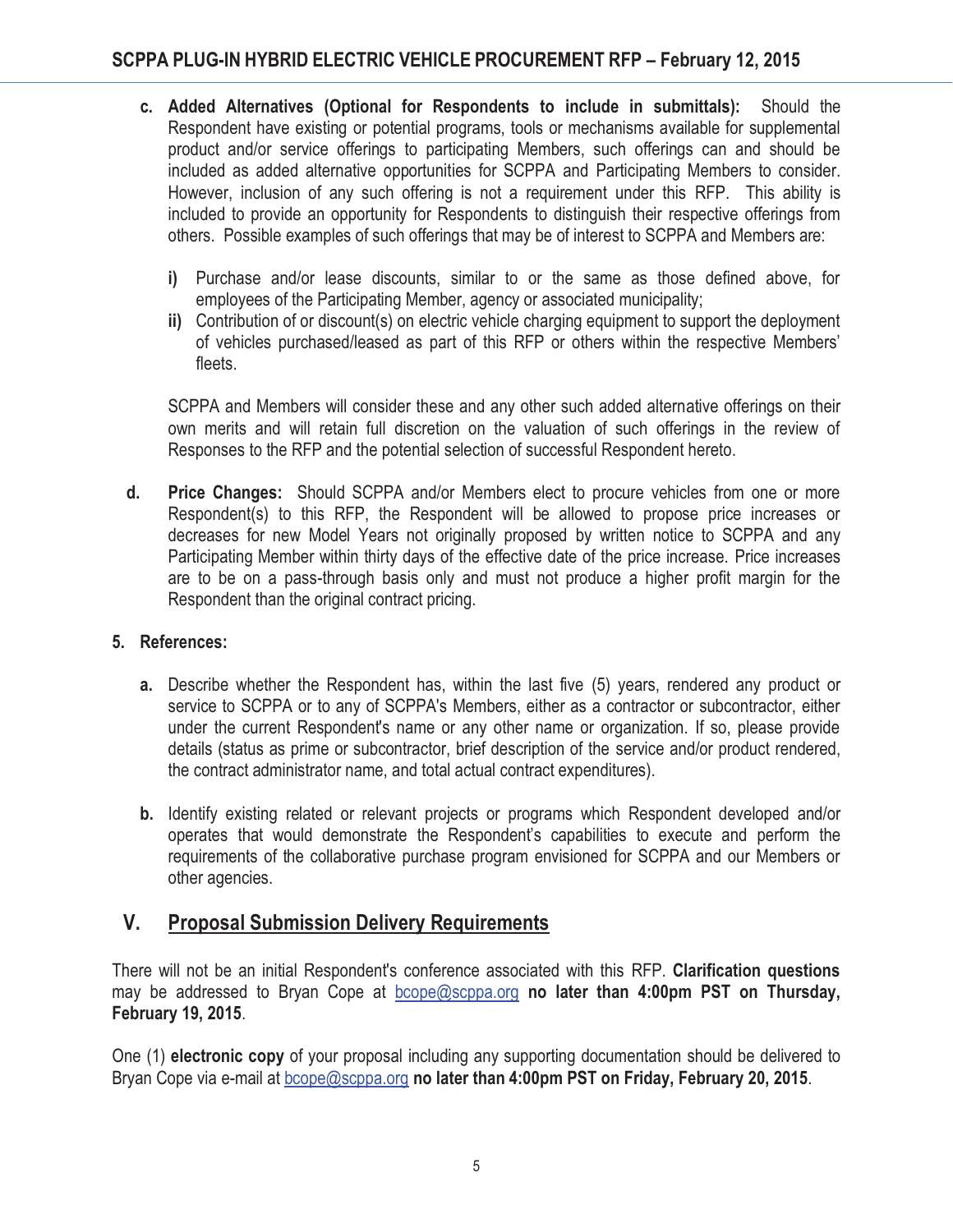c. **Added Alternatives (Optional for Respondents to include in submittals):** Should the Respondent have existing or potential programs, tools or mechanisms available for supplemental product and/or service offerings to participating Members, such offerings can and should be included as added alternative opportunities for SCPPA and Participating Members to consider. However, inclusion of any such offering is not a requirement under this RFP. This ability is included to provide an opportunity for Respondents to distinguish their respective offerings from others. Possible examples of such offerings that may be of interest to SCPPA and Members are:

   i) Purchase and/or lease discounts, similar to or the same as those defined above, for employees of the Participating Member, agency or associated municipality;

   ii) Contribution of or discount(s) on electric vehicle charging equipment to support the deployment of vehicles purchased/leased as part of this RFP or others within the respective Members' fleets.

   SCPPA and Members will consider these and any other such added alternative offerings on their own merits and will retain full discretion on the valuation of such offerings in the review of Responses to the RFP and the potential selection of successful Respondent hereto.

d. **Price Changes:** Should SCPPA and/or Members elect to procure vehicles from one or more Respondent(s) to this RFP, the Respondent will be allowed to propose price increases or decreases for new Model Years not originally proposed by written notice to SCPPA and any Participating Member within thirty days of the effective date of the price increase. Price increases are to be on a pass-through basis only and must not produce a higher profit margin for the Respondent than the original contract pricing.

**5. References:**

a. Describe whether the Respondent has, within the last five (5) years, rendered any product or service to SCPPA or to any of SCPPA's Members, either as a contractor or subcontractor, either under the current Respondent's name or any other name or organization. If so, please provide details (status as prime or subcontractor, brief description of the service and/or product rendered, the contract administrator name, and total actual contract expenditures).

b. Identify existing related or relevant projects or programs which Respondent developed and/or operates that would demonstrate the Respondent's capabilities to execute and perform the requirements of the collaborative purchase program envisioned for SCPPA and our Members or other agencies.

## V. Proposal Submission Delivery Requirements

There will not be an initial Respondent's conference associated with this RFP. **Clarification questions** may be addressed to Bryan Cope at bcope@scppa.org **no later than 4:00pm PST on Thursday, February 19, 2015**.

One (1) **electronic copy** of your proposal including any supporting documentation should be delivered to Bryan Cope via e-mail at bcope@scppa.org **no later than 4:00pm PST on Friday, February 20, 2015**.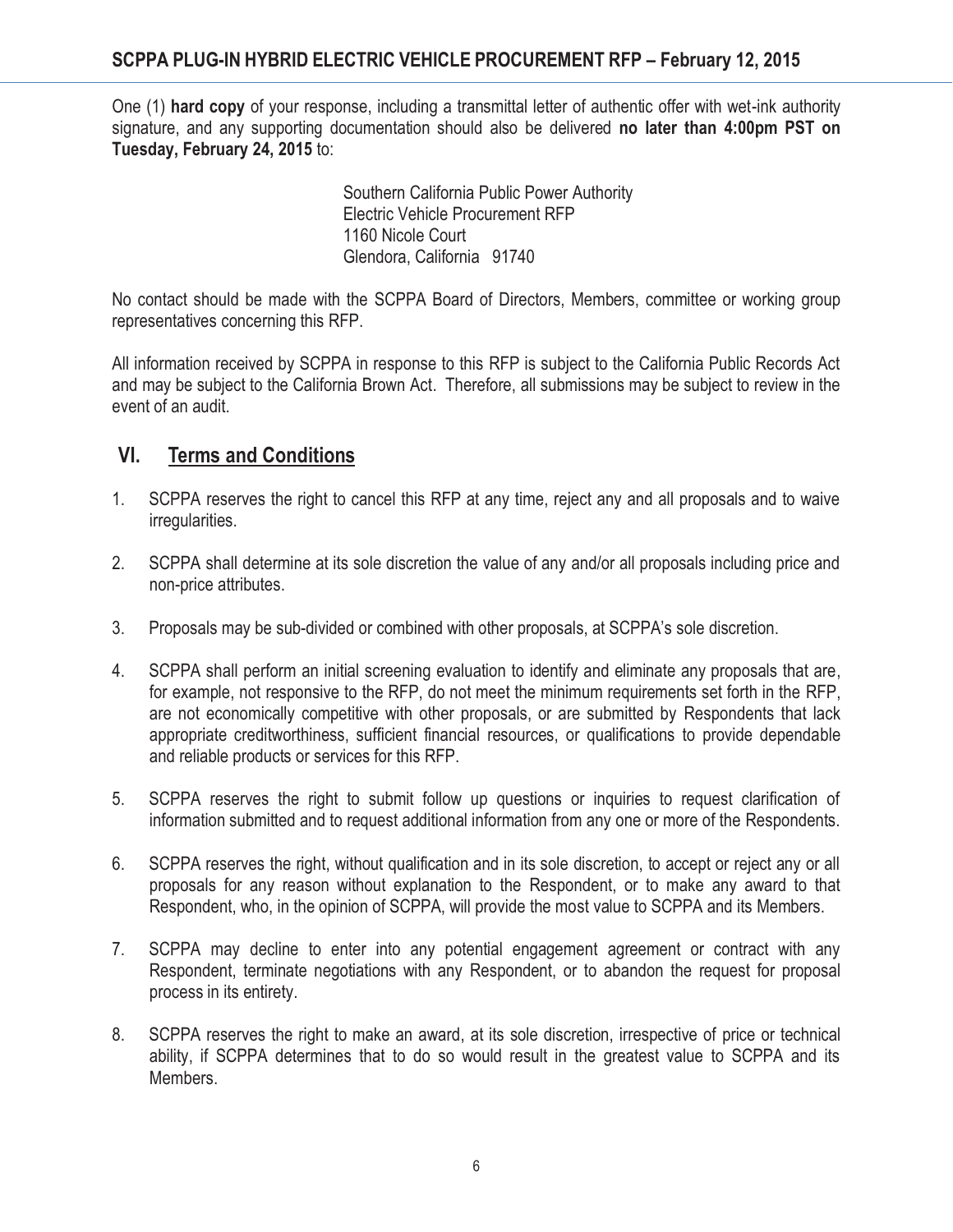One (1) **hard copy** of your response, including a transmittal letter of authentic offer with wet-ink authority signature, and any supporting documentation should also be delivered **no later than 4:00pm PST on Tuesday, February 24, 2015** to:

> Southern California Public Power Authority
> Electric Vehicle Procurement RFP
> 1160 Nicole Court
> Glendora, California 91740

No contact should be made with the SCPPA Board of Directors, Members, committee or working group representatives concerning this RFP.

All information received by SCPPA in response to this RFP is subject to the California Public Records Act and may be subject to the California Brown Act. Therefore, all submissions may be subject to review in the event of an audit.

## VI. Terms and Conditions

1. SCPPA reserves the right to cancel this RFP at any time, reject any and all proposals and to waive irregularities.

2. SCPPA shall determine at its sole discretion the value of any and/or all proposals including price and non-price attributes.

3. Proposals may be sub-divided or combined with other proposals, at SCPPA's sole discretion.

4. SCPPA shall perform an initial screening evaluation to identify and eliminate any proposals that are, for example, not responsive to the RFP, do not meet the minimum requirements set forth in the RFP, are not economically competitive with other proposals, or are submitted by Respondents that lack appropriate creditworthiness, sufficient financial resources, or qualifications to provide dependable and reliable products or services for this RFP.

5. SCPPA reserves the right to submit follow up questions or inquiries to request clarification of information submitted and to request additional information from any one or more of the Respondents.

6. SCPPA reserves the right, without qualification and in its sole discretion, to accept or reject any or all proposals for any reason without explanation to the Respondent, or to make any award to that Respondent, who, in the opinion of SCPPA, will provide the most value to SCPPA and its Members.

7. SCPPA may decline to enter into any potential engagement agreement or contract with any Respondent, terminate negotiations with any Respondent, or to abandon the request for proposal process in its entirety.

8. SCPPA reserves the right to make an award, at its sole discretion, irrespective of price or technical ability, if SCPPA determines that to do so would result in the greatest value to SCPPA and its Members.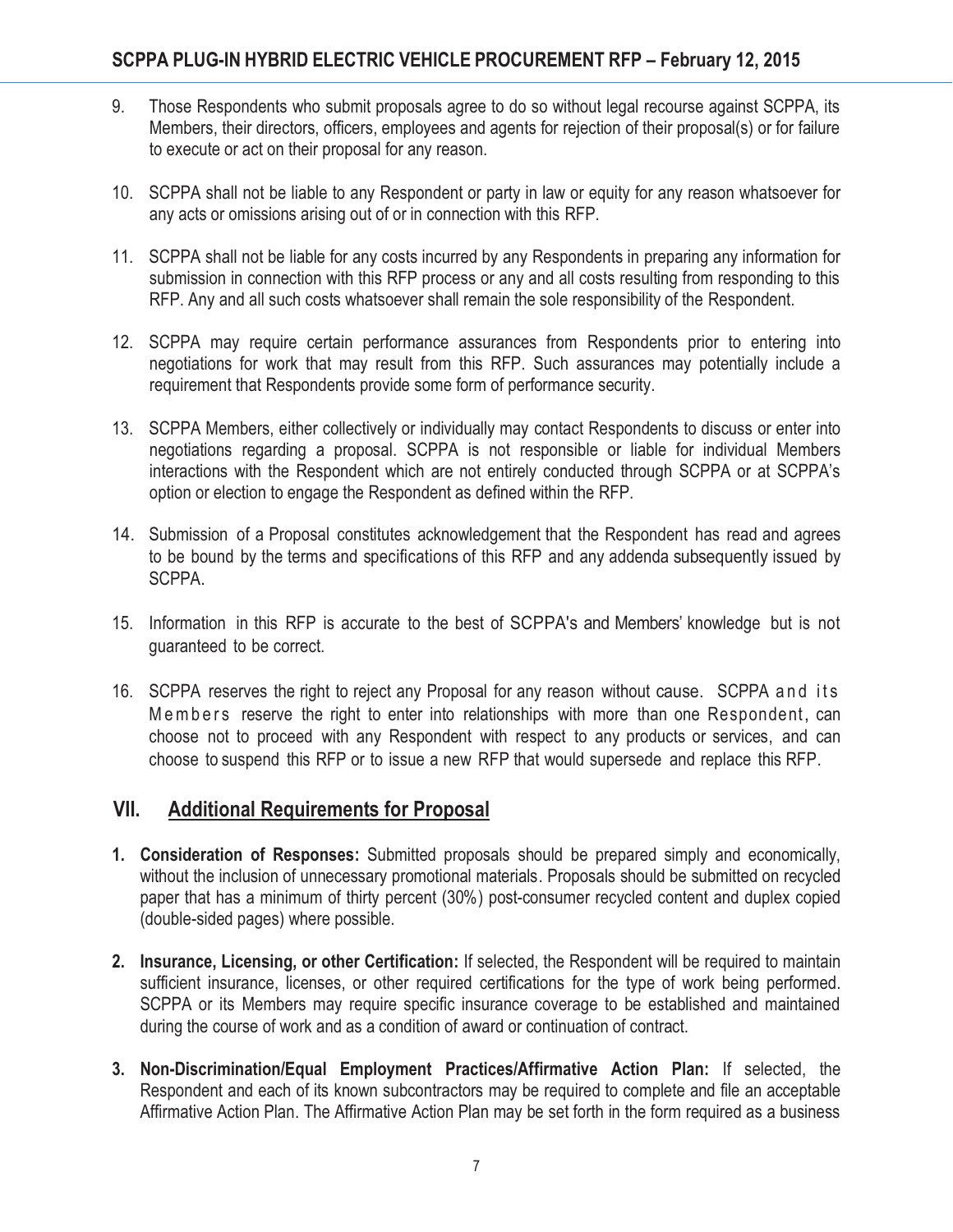9. Those Respondents who submit proposals agree to do so without legal recourse against SCPPA, its Members, their directors, officers, employees and agents for rejection of their proposal(s) or for failure to execute or act on their proposal for any reason.

10. SCPPA shall not be liable to any Respondent or party in law or equity for any reason whatsoever for any acts or omissions arising out of or in connection with this RFP.

11. SCPPA shall not be liable for any costs incurred by any Respondents in preparing any information for submission in connection with this RFP process or any and all costs resulting from responding to this RFP. Any and all such costs whatsoever shall remain the sole responsibility of the Respondent.

12. SCPPA may require certain performance assurances from Respondents prior to entering into negotiations for work that may result from this RFP. Such assurances may potentially include a requirement that Respondents provide some form of performance security.

13. SCPPA Members, either collectively or individually may contact Respondents to discuss or enter into negotiations regarding a proposal. SCPPA is not responsible or liable for individual Members interactions with the Respondent which are not entirely conducted through SCPPA or at SCPPA's option or election to engage the Respondent as defined within the RFP.

14. Submission of a Proposal constitutes acknowledgement that the Respondent has read and agrees to be bound by the terms and specifications of this RFP and any addenda subsequently issued by SCPPA.

15. Information in this RFP is accurate to the best of SCPPA's and Members' knowledge but is not guaranteed to be correct.

16. SCPPA reserves the right to reject any Proposal for any reason without cause. SCPPA and its Members reserve the right to enter into relationships with more than one Respondent, can choose not to proceed with any Respondent with respect to any products or services, and can choose to suspend this RFP or to issue a new RFP that would supersede and replace this RFP.

## VII. Additional Requirements for Proposal

1. **Consideration of Responses:** Submitted proposals should be prepared simply and economically, without the inclusion of unnecessary promotional materials. Proposals should be submitted on recycled paper that has a minimum of thirty percent (30%) post-consumer recycled content and duplex copied (double-sided pages) where possible.

2. **Insurance, Licensing, or other Certification:** If selected, the Respondent will be required to maintain sufficient insurance, licenses, or other required certifications for the type of work being performed. SCPPA or its Members may require specific insurance coverage to be established and maintained during the course of work and as a condition of award or continuation of contract.

3. **Non-Discrimination/Equal Employment Practices/Affirmative Action Plan:** If selected, the Respondent and each of its known subcontractors may be required to complete and file an acceptable Affirmative Action Plan. The Affirmative Action Plan may be set forth in the form required as a business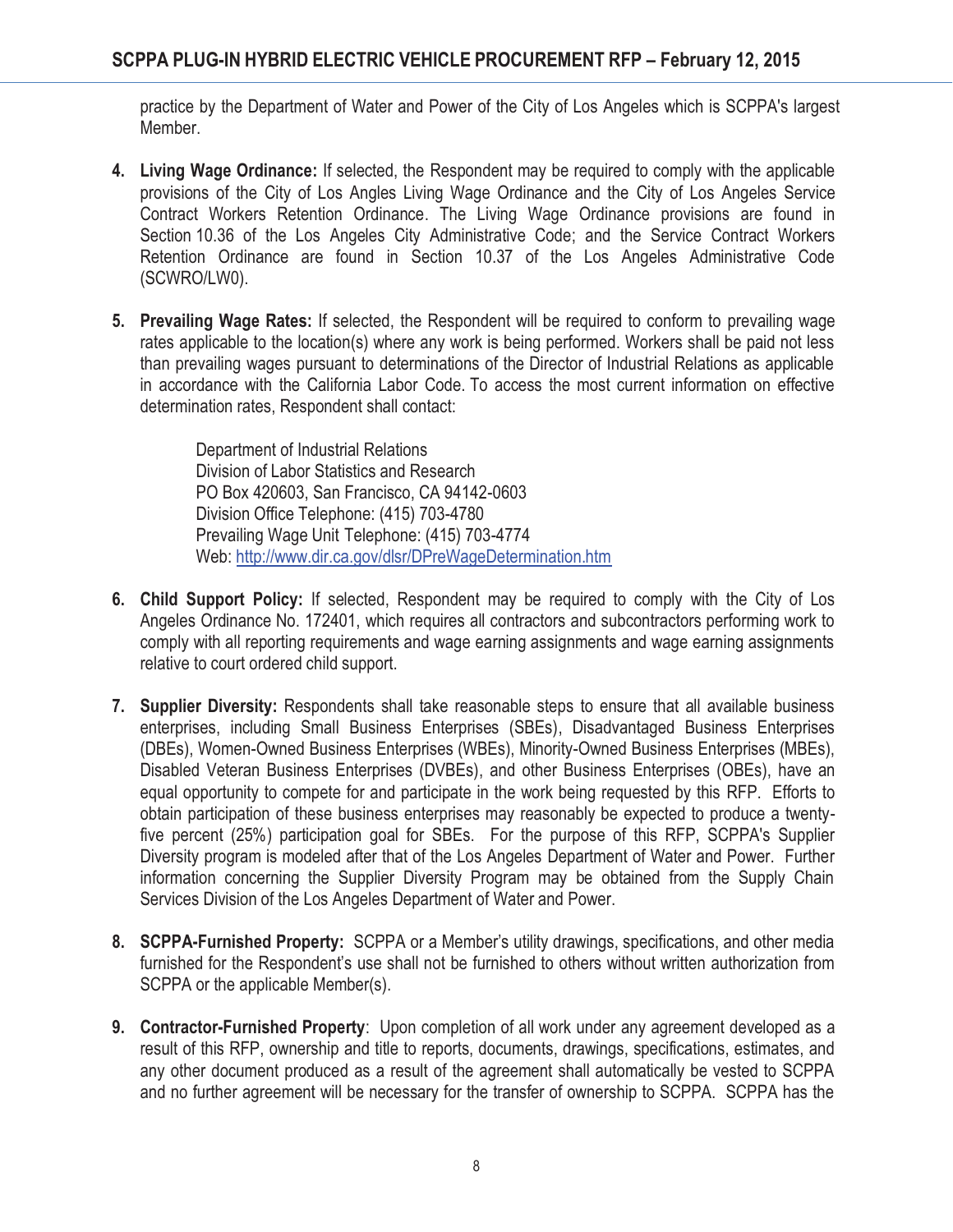practice by the Department of Water and Power of the City of Los Angeles which is SCPPA's largest Member.

4. **Living Wage Ordinance:** If selected, the Respondent may be required to comply with the applicable provisions of the City of Los Angles Living Wage Ordinance and the City of Los Angeles Service Contract Workers Retention Ordinance. The Living Wage Ordinance provisions are found in Section 10.36 of the Los Angeles City Administrative Code; and the Service Contract Workers Retention Ordinance are found in Section 10.37 of the Los Angeles Administrative Code (SCWRO/LW0).

5. **Prevailing Wage Rates:** If selected, the Respondent will be required to conform to prevailing wage rates applicable to the location(s) where any work is being performed. Workers shall be paid not less than prevailing wages pursuant to determinations of the Director of Industrial Relations as applicable in accordance with the California Labor Code. To access the most current information on effective determination rates, Respondent shall contact:

   Department of Industrial Relations
   Division of Labor Statistics and Research
   PO Box 420603, San Francisco, CA 94142-0603
   Division Office Telephone: (415) 703-4780
   Prevailing Wage Unit Telephone: (415) 703-4774
   Web: http://www.dir.ca.gov/dlsr/DPreWageDetermination.htm

6. **Child Support Policy:** If selected, Respondent may be required to comply with the City of Los Angeles Ordinance No. 172401, which requires all contractors and subcontractors performing work to comply with all reporting requirements and wage earning assignments and wage earning assignments relative to court ordered child support.

7. **Supplier Diversity:** Respondents shall take reasonable steps to ensure that all available business enterprises, including Small Business Enterprises (SBEs), Disadvantaged Business Enterprises (DBEs), Women-Owned Business Enterprises (WBEs), Minority-Owned Business Enterprises (MBEs), Disabled Veteran Business Enterprises (DVBEs), and other Business Enterprises (OBEs), have an equal opportunity to compete for and participate in the work being requested by this RFP. Efforts to obtain participation of these business enterprises may reasonably be expected to produce a twenty-five percent (25%) participation goal for SBEs. For the purpose of this RFP, SCPPA's Supplier Diversity program is modeled after that of the Los Angeles Department of Water and Power. Further information concerning the Supplier Diversity Program may be obtained from the Supply Chain Services Division of the Los Angeles Department of Water and Power.

8. **SCPPA-Furnished Property:** SCPPA or a Member's utility drawings, specifications, and other media furnished for the Respondent's use shall not be furnished to others without written authorization from SCPPA or the applicable Member(s).

9. **Contractor-Furnished Property**: Upon completion of all work under any agreement developed as a result of this RFP, ownership and title to reports, documents, drawings, specifications, estimates, and any other document produced as a result of the agreement shall automatically be vested to SCPPA and no further agreement will be necessary for the transfer of ownership to SCPPA. SCPPA has the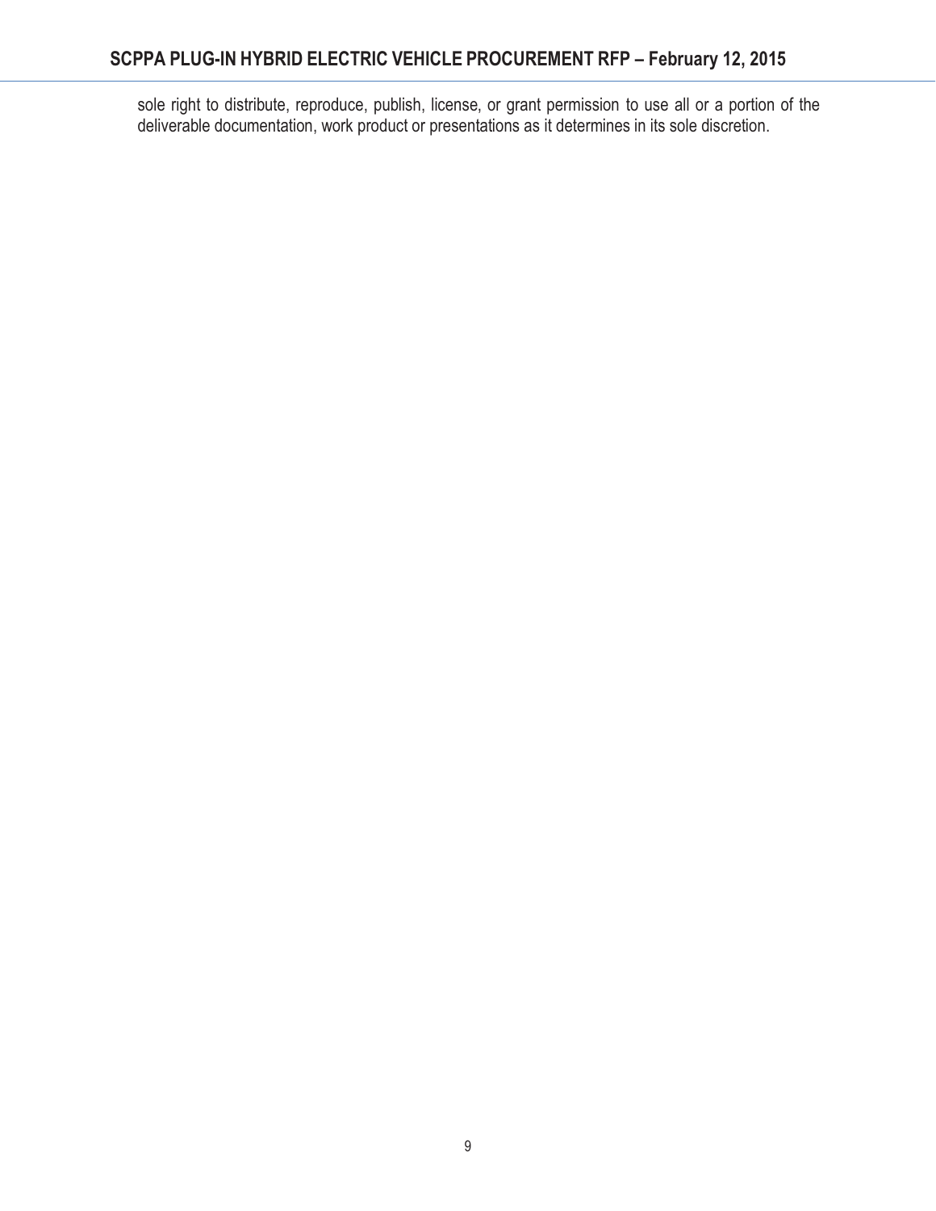sole right to distribute, reproduce, publish, license, or grant permission to use all or a portion of the deliverable documentation, work product or presentations as it determines in its sole discretion.